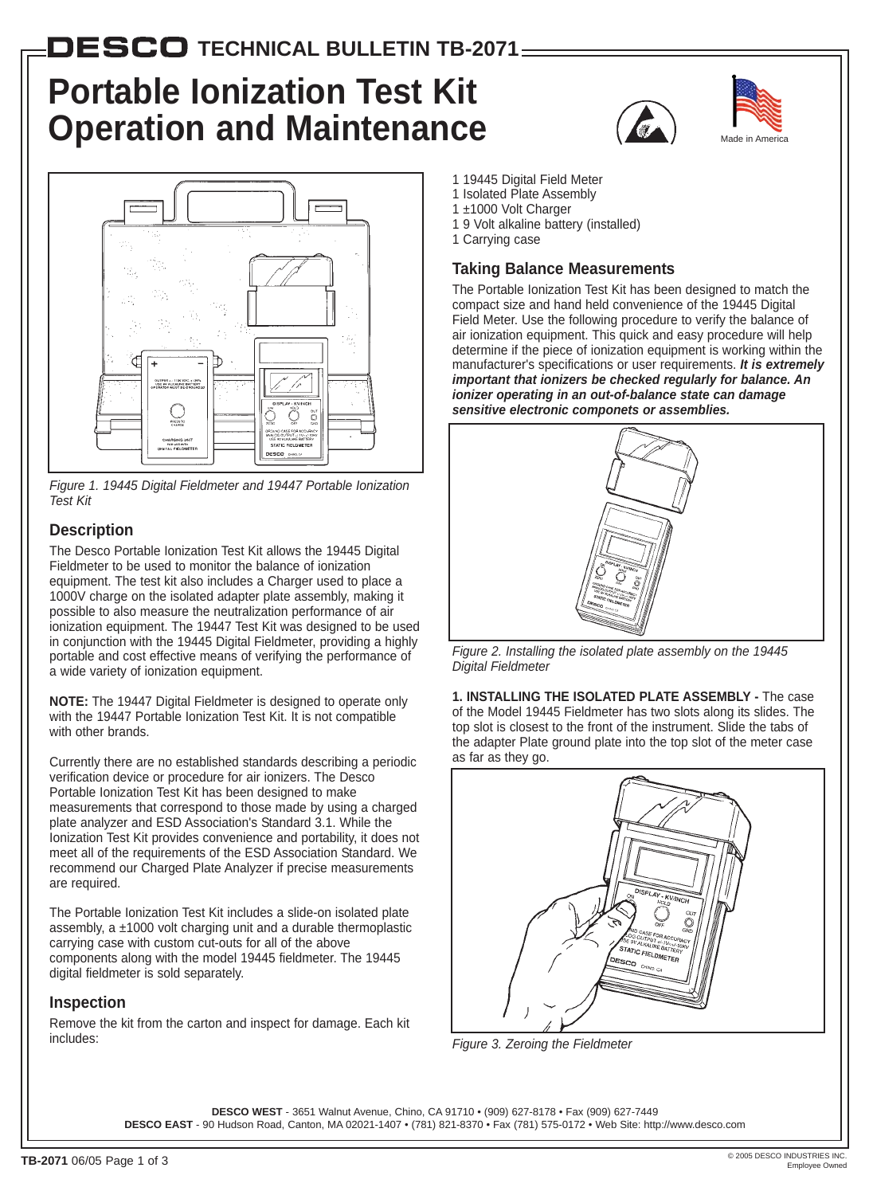# DESCO TECHNICAL BULLETIN TB-2071

# Portable Ionization Test Kit Operation and Maintenance

Made in America

Figure 1. 19445 Digital Fieldmeter and 19447 Portable Ionization Test Kit

## Description

The Desco Portable Ionization Test Kit allows the 19445 Digital Fieldmeter to be used to monitor the balance of ionization equipment. The test kit also includes a Charger used to place a 1000V charge on the isolated adapter plate assembly, making it possible to also measure the neutralization performance of air ionization equipment. The 19447 Test Kit was designed to be used in conjunction with the 19445 Digital Fieldmeter, providing a highly portable and cost effective means of verifying the performance of a wide variety of ionization equipment.

**NOTE:** The 19447 Digital Fieldmeter is designed to operate only with the 19447 Portable Ionization Test Kit. It is not compatible with other brands.

Currently there are no established standards describing a periodic verification device or procedure for air ionizers. The Desco Portable Ionization Test Kit has been designed to make measurements that correspond to those made by using a charged plate analyzer and ESD Association's Standard 3.1. While the Ionization Test Kit provides convenience and portability, it does not meet all of the requirements of the ESD Association Standard. We recommend our Charged Plate Analyzer if precise measurements are required.

The Portable Ionization Test Kit includes a slide-on isolated plate assembly, a ±1000 volt charging unit and a durable thermoplastic carrying case with custom cut-outs for all of the above components along with the model 19445 fieldmeter. The 19445 digital fieldmeter is sold separately.

## Inspection

Remove the kit from the carton and inspect for damage. Each kit includes:

1 19445 Digital Field Meter
1 Isolated Plate Assembly
1 ±1000 Volt Charger
1 9 Volt alkaline battery (installed)
1 Carrying case

## Taking Balance Measurements

The Portable Ionization Test Kit has been designed to match the compact size and hand held convenience of the 19445 Digital Field Meter. Use the following procedure to verify the balance of air ionization equipment. This quick and easy procedure will help determine if the piece of ionization equipment is working within the manufacturer's specifications or user requirements. ***It is extremely important that ionizers be checked regularly for balance. An ionizer operating in an out-of-balance state can damage sensitive electronic componets or assemblies.***

Figure 2. Installing the isolated plate assembly on the 19445 Digital Fieldmeter

**1. INSTALLING THE ISOLATED PLATE ASSEMBLY -** The case of the Model 19445 Fieldmeter has two slots along its slides. The top slot is closest to the front of the instrument. Slide the tabs of the adapter Plate ground plate into the top slot of the meter case as far as they go.

Figure 3. Zeroing the Fieldmeter

**DESCO WEST** - 3651 Walnut Avenue, Chino, CA 91710 • (909) 627-8178 • Fax (909) 627-7449
**DESCO EAST** - 90 Hudson Road, Canton, MA 02021-1407 • (781) 821-8370 • Fax (781) 575-0172 • Web Site: http://www.desco.com

© 2005 DESCO INDUSTRIES INC. Employee Owned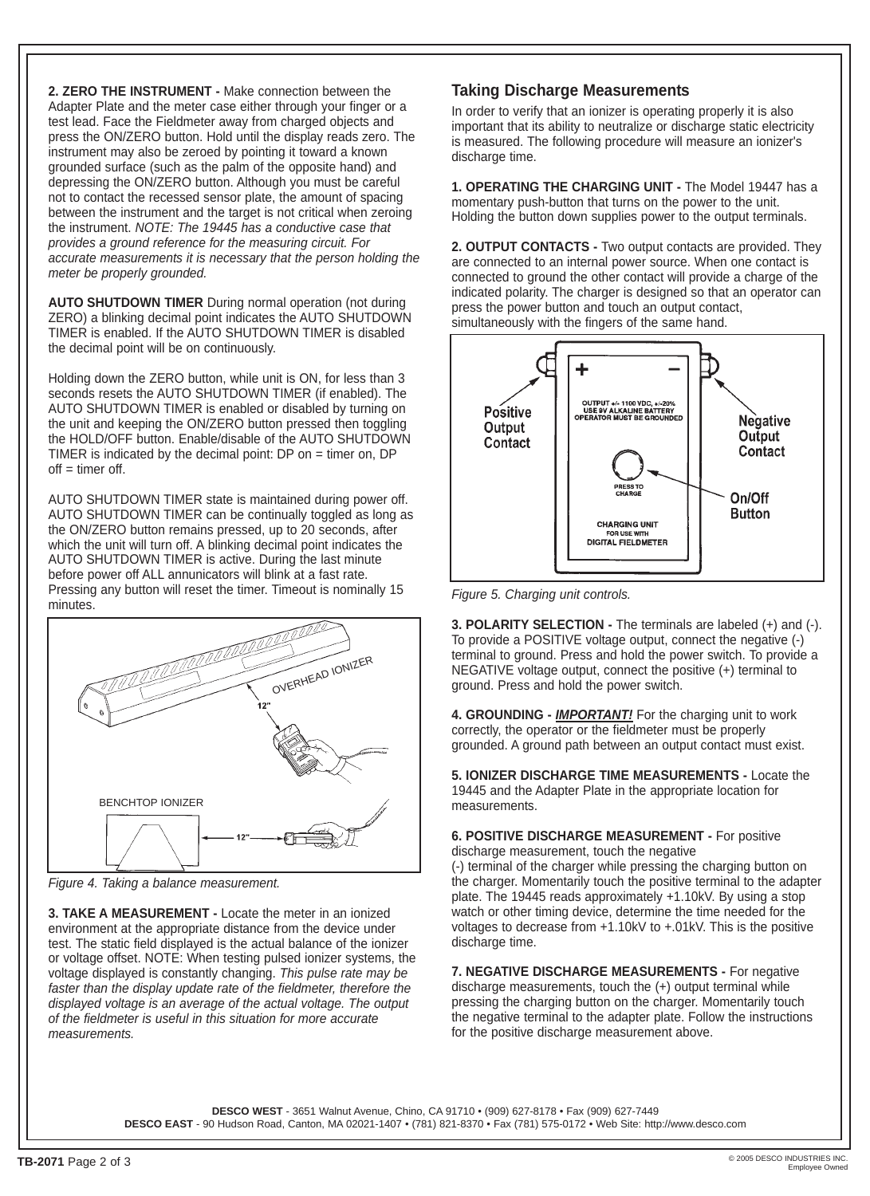**2. ZERO THE INSTRUMENT -** Make connection between the Adapter Plate and the meter case either through your finger or a test lead. Face the Fieldmeter away from charged objects and press the ON/ZERO button. Hold until the display reads zero. The instrument may also be zeroed by pointing it toward a known grounded surface (such as the palm of the opposite hand) and depressing the ON/ZERO button. Although you must be careful not to contact the recessed sensor plate, the amount of spacing between the instrument and the target is not critical when zeroing the instrument. *NOTE: The 19445 has a conductive case that provides a ground reference for the measuring circuit. For accurate measurements it is necessary that the person holding the meter be properly grounded.*

**AUTO SHUTDOWN TIMER** During normal operation (not during ZERO) a blinking decimal point indicates the AUTO SHUTDOWN TIMER is enabled. If the AUTO SHUTDOWN TIMER is disabled the decimal point will be on continuously.

Holding down the ZERO button, while unit is ON, for less than 3 seconds resets the AUTO SHUTDOWN TIMER (if enabled). The AUTO SHUTDOWN TIMER is enabled or disabled by turning on the unit and keeping the ON/ZERO button pressed then toggling the HOLD/OFF button. Enable/disable of the AUTO SHUTDOWN TIMER is indicated by the decimal point: DP on = timer on, DP off = timer off.

AUTO SHUTDOWN TIMER state is maintained during power off. AUTO SHUTDOWN TIMER can be continually toggled as long as the ON/ZERO button remains pressed, up to 20 seconds, after which the unit will turn off. A blinking decimal point indicates the AUTO SHUTDOWN TIMER is active. During the last minute before power off ALL annunicators will blink at a fast rate. Pressing any button will reset the timer. Timeout is nominally 15 minutes.

*Figure 4. Taking a balance measurement.*

**3. TAKE A MEASUREMENT -** Locate the meter in an ionized environment at the appropriate distance from the device under test. The static field displayed is the actual balance of the ionizer or voltage offset. NOTE: When testing pulsed ionizer systems, the voltage displayed is constantly changing. *This pulse rate may be faster than the display update rate of the fieldmeter, therefore the displayed voltage is an average of the actual voltage. The output of the fieldmeter is useful in this situation for more accurate measurements.*

## Taking Discharge Measurements

In order to verify that an ionizer is operating properly it is also important that its ability to neutralize or discharge static electricity is measured. The following procedure will measure an ionizer's discharge time.

**1. OPERATING THE CHARGING UNIT -** The Model 19447 has a momentary push-button that turns on the power to the unit. Holding the button down supplies power to the output terminals.

**2. OUTPUT CONTACTS -** Two output contacts are provided. They are connected to an internal power source. When one contact is connected to ground the other contact will provide a charge of the indicated polarity. The charger is designed so that an operator can press the power button and touch an output contact, simultaneously with the fingers of the same hand.

*Figure 5. Charging unit controls.*

**3. POLARITY SELECTION -** The terminals are labeled (+) and (-). To provide a POSITIVE voltage output, connect the negative (-) terminal to ground. Press and hold the power switch. To provide a NEGATIVE voltage output, connect the positive (+) terminal to ground. Press and hold the power switch.

**4. GROUNDING -** ***IMPORTANT!*** For the charging unit to work correctly, the operator or the fieldmeter must be properly grounded. A ground path between an output contact must exist.

**5. IONIZER DISCHARGE TIME MEASUREMENTS -** Locate the 19445 and the Adapter Plate in the appropriate location for measurements.

**6. POSITIVE DISCHARGE MEASUREMENT -** For positive discharge measurement, touch the negative (-) terminal of the charger while pressing the charging button on the charger. Momentarily touch the positive terminal to the adapter plate. The 19445 reads approximately +1.10kV. By using a stop watch or other timing device, determine the time needed for the voltages to decrease from +1.10kV to +.01kV. This is the positive discharge time.

**7. NEGATIVE DISCHARGE MEASUREMENTS -** For negative discharge measurements, touch the (+) output terminal while pressing the charging button on the charger. Momentarily touch the negative terminal to the adapter plate. Follow the instructions for the positive discharge measurement above.

**DESCO WEST** - 3651 Walnut Avenue, Chino, CA 91710 • (909) 627-8178 • Fax (909) 627-7449
**DESCO EAST** - 90 Hudson Road, Canton, MA 02021-1407 • (781) 821-8370 • Fax (781) 575-0172 • Web Site: http://www.desco.com

© 2005 DESCO INDUSTRIES INC. Employee Owned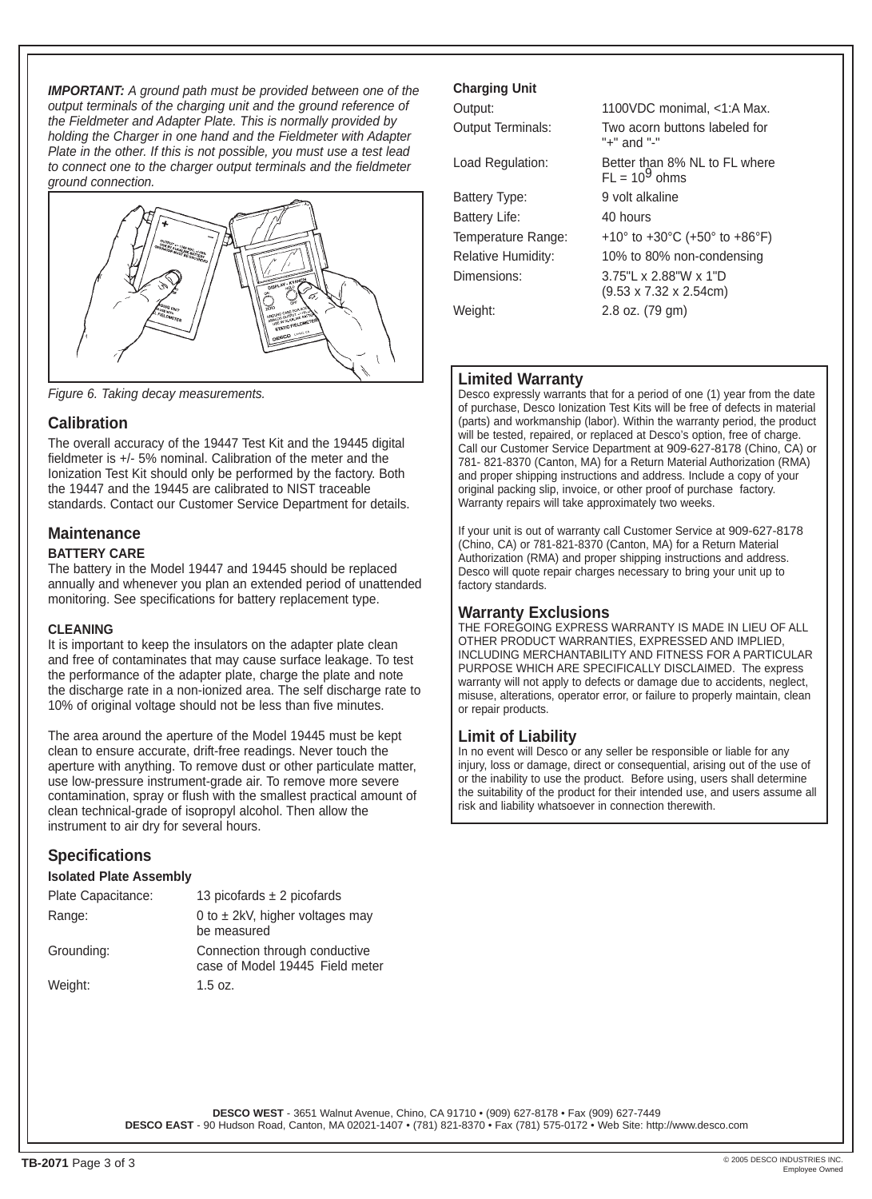***IMPORTANT:*** *A ground path must be provided between one of the output terminals of the charging unit and the ground reference of the Fieldmeter and Adapter Plate. This is normally provided by holding the Charger in one hand and the Fieldmeter with Adapter Plate in the other. If this is not possible, you must use a test lead to connect one to the charger output terminals and the fieldmeter ground connection.*

*Figure 6. Taking decay measurements.*

## Calibration

The overall accuracy of the 19447 Test Kit and the 19445 digital fieldmeter is +/- 5% nominal. Calibration of the meter and the Ionization Test Kit should only be performed by the factory. Both the 19447 and the 19445 are calibrated to NIST traceable standards. Contact our Customer Service Department for details.

## Maintenance

### BATTERY CARE

The battery in the Model 19447 and 19445 should be replaced annually and whenever you plan an extended period of unattended monitoring. See specifications for battery replacement type.

### CLEANING

It is important to keep the insulators on the adapter plate clean and free of contaminates that may cause surface leakage. To test the performance of the adapter plate, charge the plate and note the discharge rate in a non-ionized area. The self discharge rate to 10% of original voltage should not be less than five minutes.

The area around the aperture of the Model 19445 must be kept clean to ensure accurate, drift-free readings. Never touch the aperture with anything. To remove dust or other particulate matter, use low-pressure instrument-grade air. To remove more severe contamination, spray or flush with the smallest practical amount of clean technical-grade of isopropyl alcohol. Then allow the instrument to air dry for several hours.

## Specifications

### Isolated Plate Assembly

| | |
|---|---|
| Plate Capacitance: | 13 picofards ± 2 picofards |
| Range: | 0 to ± 2kV, higher voltages may be measured |
| Grounding: | Connection through conductive case of Model 19445 Field meter |
| Weight: | 1.5 oz. |

### Charging Unit

| | |
|---|---|
| Output: | 1100VDC monimal, <1:A Max. |
| Output Terminals: | Two acorn buttons labeled for "+" and "-" |
| Load Regulation: | Better than 8% NL to FL where FL = $10^9$ ohms |
| Battery Type: | 9 volt alkaline |
| Battery Life: | 40 hours |
| Temperature Range: | +10° to +30°C (+50° to +86°F) |
| Relative Humidity: | 10% to 80% non-condensing |
| Dimensions: | 3.75"L x 2.88"W x 1"D (9.53 x 7.32 x 2.54cm) |
| Weight: | 2.8 oz. (79 gm) |

## Limited Warranty

Desco expressly warrants that for a period of one (1) year from the date of purchase, Desco Ionization Test Kits will be free of defects in material (parts) and workmanship (labor). Within the warranty period, the product will be tested, repaired, or replaced at Desco's option, free of charge. Call our Customer Service Department at 909-627-8178 (Chino, CA) or 781- 821-8370 (Canton, MA) for a Return Material Authorization (RMA) and proper shipping instructions and address. Include a copy of your original packing slip, invoice, or other proof of purchase factory. Warranty repairs will take approximately two weeks.

If your unit is out of warranty call Customer Service at 909-627-8178 (Chino, CA) or 781-821-8370 (Canton, MA) for a Return Material Authorization (RMA) and proper shipping instructions and address. Desco will quote repair charges necessary to bring your unit up to factory standards.

## Warranty Exclusions

THE FOREGOING EXPRESS WARRANTY IS MADE IN LIEU OF ALL OTHER PRODUCT WARRANTIES, EXPRESSED AND IMPLIED, INCLUDING MERCHANTABILITY AND FITNESS FOR A PARTICULAR PURPOSE WHICH ARE SPECIFICALLY DISCLAIMED. The express warranty will not apply to defects or damage due to accidents, neglect, misuse, alterations, operator error, or failure to properly maintain, clean or repair products.

## Limit of Liability

In no event will Desco or any seller be responsible or liable for any injury, loss or damage, direct or consequential, arising out of the use of or the inability to use the product. Before using, users shall determine the suitability of the product for their intended use, and users assume all risk and liability whatsoever in connection therewith.

**DESCO WEST** - 3651 Walnut Avenue, Chino, CA 91710 • (909) 627-8178 • Fax (909) 627-7449
**DESCO EAST** - 90 Hudson Road, Canton, MA 02021-1407 • (781) 821-8370 • Fax (781) 575-0172 • Web Site: http://www.desco.com

© 2005 DESCO INDUSTRIES INC.
Employee Owned